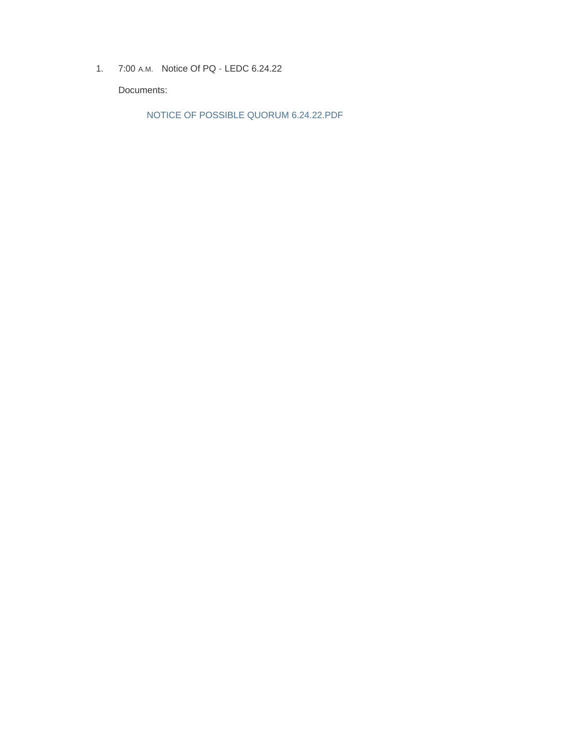1. 7:00 A.M. Notice Of PQ - LEDC 6.24.22

   Documents:

   NOTICE OF POSSIBLE QUORUM 6.24.22.PDF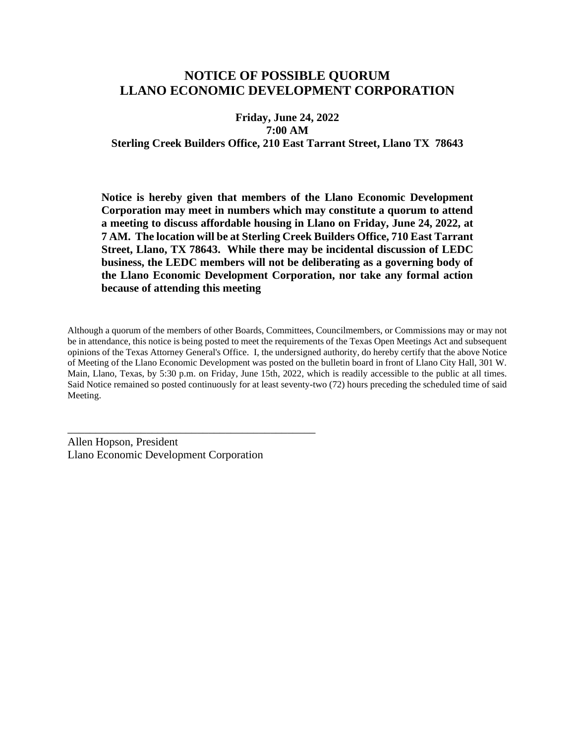# NOTICE OF POSSIBLE QUORUM
# LLANO ECONOMIC DEVELOPMENT CORPORATION

**Friday, June 24, 2022**
**7:00 AM**
**Sterling Creek Builders Office, 210 East Tarrant Street, Llano TX 78643**

**Notice is hereby given that members of the Llano Economic Development Corporation may meet in numbers which may constitute a quorum to attend a meeting to discuss affordable housing in Llano on Friday, June 24, 2022, at 7 AM. The location will be at Sterling Creek Builders Office, 710 East Tarrant Street, Llano, TX 78643. While there may be incidental discussion of LEDC business, the LEDC members will not be deliberating as a governing body of the Llano Economic Development Corporation, nor take any formal action because of attending this meeting**

Although a quorum of the members of other Boards, Committees, Councilmembers, or Commissions may or may not be in attendance, this notice is being posted to meet the requirements of the Texas Open Meetings Act and subsequent opinions of the Texas Attorney General's Office. I, the undersigned authority, do hereby certify that the above Notice of Meeting of the Llano Economic Development was posted on the bulletin board in front of Llano City Hall, 301 W. Main, Llano, Texas, by 5:30 p.m. on Friday, June 15th, 2022, which is readily accessible to the public at all times. Said Notice remained so posted continuously for at least seventy-two (72) hours preceding the scheduled time of said Meeting.

_____________________________________________

Allen Hopson, President
Llano Economic Development Corporation